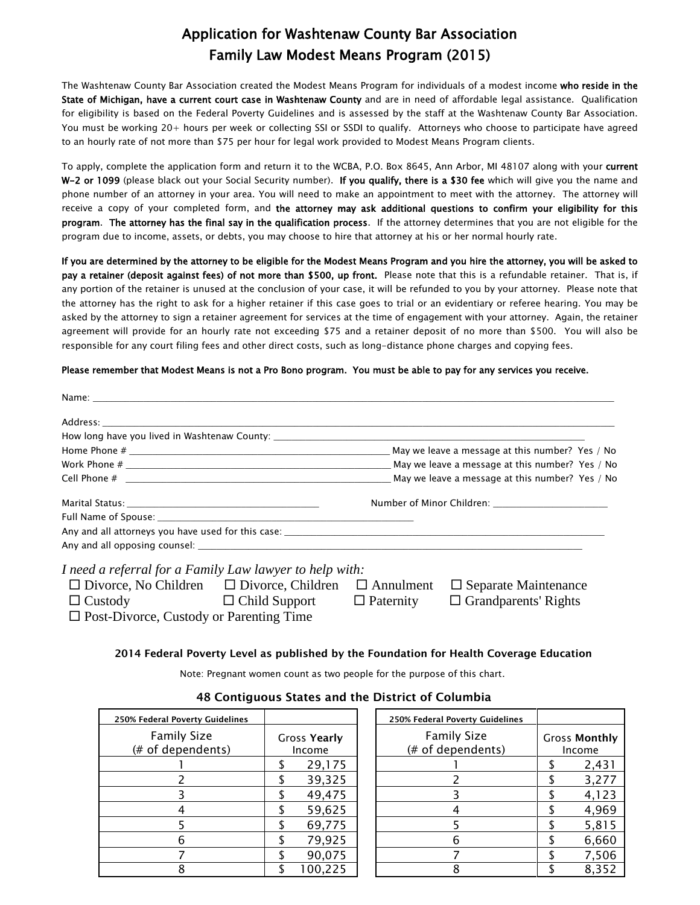# Application for Washtenaw County Bar Association
# Family Law Modest Means Program (2015)

The Washtenaw County Bar Association created the Modest Means Program for individuals of a modest income **who reside in the State of Michigan, have a current court case in Washtenaw County** and are in need of affordable legal assistance. Qualification for eligibility is based on the Federal Poverty Guidelines and is assessed by the staff at the Washtenaw County Bar Association. You must be working 20+ hours per week or collecting SSI or SSDI to qualify. Attorneys who choose to participate have agreed to an hourly rate of not more than $75 per hour for legal work provided to Modest Means Program clients.

To apply, complete the application form and return it to the WCBA, P.O. Box 8645, Ann Arbor, MI 48107 along with your **current W-2 or 1099** (please black out your Social Security number). **If you qualify, there is a $30 fee** which will give you the name and phone number of an attorney in your area. You will need to make an appointment to meet with the attorney. The attorney will receive a copy of your completed form, and **the attorney may ask additional questions to confirm your eligibility for this program. The attorney has the final say in the qualification process**. If the attorney determines that you are not eligible for the program due to income, assets, or debts, you may choose to hire that attorney at his or her normal hourly rate.

**If you are determined by the attorney to be eligible for the Modest Means Program and you hire the attorney, you will be asked to pay a retainer (deposit against fees) of not more than $500, up front.** Please note that this is a refundable retainer. That is, if any portion of the retainer is unused at the conclusion of your case, it will be refunded to you by your attorney. Please note that the attorney has the right to ask for a higher retainer if this case goes to trial or an evidentiary or referee hearing. You may be asked by the attorney to sign a retainer agreement for services at the time of engagement with your attorney. Again, the retainer agreement will provide for an hourly rate not exceeding $75 and a retainer deposit of no more than $500. You will also be responsible for any court filing fees and other direct costs, such as long-distance phone charges and copying fees.

**Please remember that Modest Means is not a Pro Bono program. You must be able to pay for any services you receive.**

Name: ______________________________________________________________________

Address: ____________________________________________________________________

How long have you lived in Washtenaw County: ___________________________________

Home Phone # ________________________________ May we leave a message at this number? Yes / No

Work Phone # ________________________________ May we leave a message at this number? Yes / No

Cell Phone # ________________________________ May we leave a message at this number? Yes / No

Marital Status: ________________________ Number of Minor Children: ______________

Full Name of Spouse: ________________________________

Any and all attorneys you have used for this case: ______________________________________

Any and all opposing counsel: ______________________________________________

*I need a referral for a Family Law lawyer to help with:*

☐ Divorce, No Children ☐ Divorce, Children ☐ Annulment ☐ Separate Maintenance
☐ Custody ☐ Child Support ☐ Paternity ☐ Grandparents' Rights
☐ Post-Divorce, Custody or Parenting Time

### 2014 Federal Poverty Level as published by the Foundation for Health Coverage Education

Note: Pregnant women count as two people for the purpose of this chart.

### 48 Contiguous States and the District of Columbia

| 250% Federal Poverty Guidelines<br>Family Size (# of dependents) | Gross **Yearly** Income |
|---|---|
| 1 | $ 29,175 |
| 2 | $ 39,325 |
| 3 | $ 49,475 |
| 4 | $ 59,625 |
| 5 | $ 69,775 |
| 6 | $ 79,925 |
| 7 | $ 90,075 |
| 8 | $ 100,225 |

| 250% Federal Poverty Guidelines<br>Family Size (# of dependents) | Gross **Monthly** Income |
|---|---|
| 1 | $ 2,431 |
| 2 | $ 3,277 |
| 3 | $ 4,123 |
| 4 | $ 4,969 |
| 5 | $ 5,815 |
| 6 | $ 6,660 |
| 7 | $ 7,506 |
| 8 | $ 8,352 |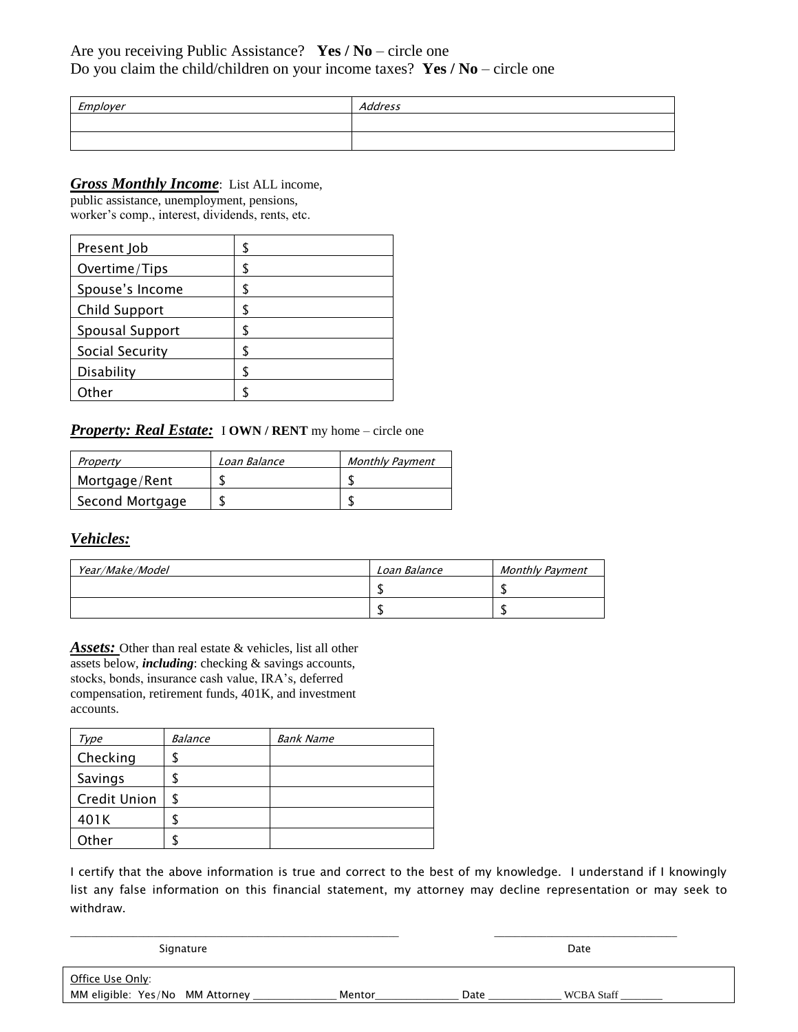Are you receiving Public Assistance? **Yes / No** – circle one
Do you claim the child/children on your income taxes? **Yes / No** – circle one

| *Employer* | *Address* |
|---|---|
| | |
| | |

***Gross Monthly Income***: List ALL income, public assistance, unemployment, pensions, worker's comp., interest, dividends, rents, etc.

| | |
|---|---|
| Present Job | $ |
| Overtime/Tips | $ |
| Spouse's Income | $ |
| Child Support | $ |
| Spousal Support | $ |
| Social Security | $ |
| Disability | $ |
| Other | $ |

***Property: Real Estate:*** I **OWN / RENT** my home – circle one

| *Property* | *Loan Balance* | *Monthly Payment* |
|---|---|---|
| Mortgage/Rent | $ | $ |
| Second Mortgage | $ | $ |

***Vehicles:***

| *Year/Make/Model* | *Loan Balance* | *Monthly Payment* |
|---|---|---|
| | $ | $ |
| | $ | $ |

***Assets:*** Other than real estate & vehicles, list all other assets below, ***including***: checking & savings accounts, stocks, bonds, insurance cash value, IRA's, deferred compensation, retirement funds, 401K, and investment accounts.

| *Type* | *Balance* | *Bank Name* |
|---|---|---|
| Checking | $ | |
| Savings | $ | |
| Credit Union | $ | |
| 401K | $ | |
| Other | $ | |

I certify that the above information is true and correct to the best of my knowledge. I understand if I knowingly list any false information on this financial statement, my attorney may decline representation or may seek to withdraw.

\_\_\_\_\_\_\_\_\_\_\_\_\_\_\_\_\_\_\_\_\_\_\_\_\_\_\_\_\_\_\_\_\_\_\_\_\_\_\_\_ Signature

\_\_\_\_\_\_\_\_\_\_\_\_\_\_\_\_\_\_\_\_\_\_\_\_\_\_ Date

Office Use Only:
MM eligible: Yes/No MM Attorney \_\_\_\_\_\_\_\_\_\_\_\_\_\_ Mentor\_\_\_\_\_\_\_\_\_\_\_\_\_\_ Date \_\_\_\_\_\_\_\_\_\_\_\_ WCBA Staff \_\_\_\_\_\_\_